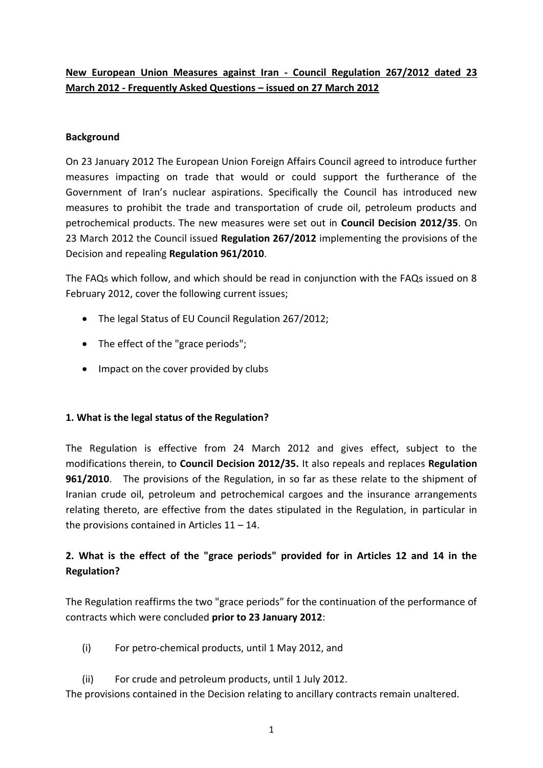**<u>New European Union Measures against Iran - Council Regulation 267/2012 dated 23 March 2012 - Frequently Asked Questions – issued on 27 March 2012</u>**

**Background**

On 23 January 2012 The European Union Foreign Affairs Council agreed to introduce further measures impacting on trade that would or could support the furtherance of the Government of Iran's nuclear aspirations. Specifically the Council has introduced new measures to prohibit the trade and transportation of crude oil, petroleum products and petrochemical products. The new measures were set out in **Council Decision 2012/35**. On 23 March 2012 the Council issued **Regulation 267/2012** implementing the provisions of the Decision and repealing **Regulation 961/2010**.

The FAQs which follow, and which should be read in conjunction with the FAQs issued on 8 February 2012, cover the following current issues;

- The legal Status of EU Council Regulation 267/2012;
- The effect of the "grace periods";
- Impact on the cover provided by clubs

**1. What is the legal status of the Regulation?**

The Regulation is effective from 24 March 2012 and gives effect, subject to the modifications therein, to **Council Decision 2012/35.** It also repeals and replaces **Regulation 961/2010**. The provisions of the Regulation, in so far as these relate to the shipment of Iranian crude oil, petroleum and petrochemical cargoes and the insurance arrangements relating thereto, are effective from the dates stipulated in the Regulation, in particular in the provisions contained in Articles 11 – 14.

**2. What is the effect of the "grace periods" provided for in Articles 12 and 14 in the Regulation?**

The Regulation reaffirms the two "grace periods" for the continuation of the performance of contracts which were concluded **prior to 23 January 2012**:

(i) For petro-chemical products, until 1 May 2012, and

(ii) For crude and petroleum products, until 1 July 2012.

The provisions contained in the Decision relating to ancillary contracts remain unaltered.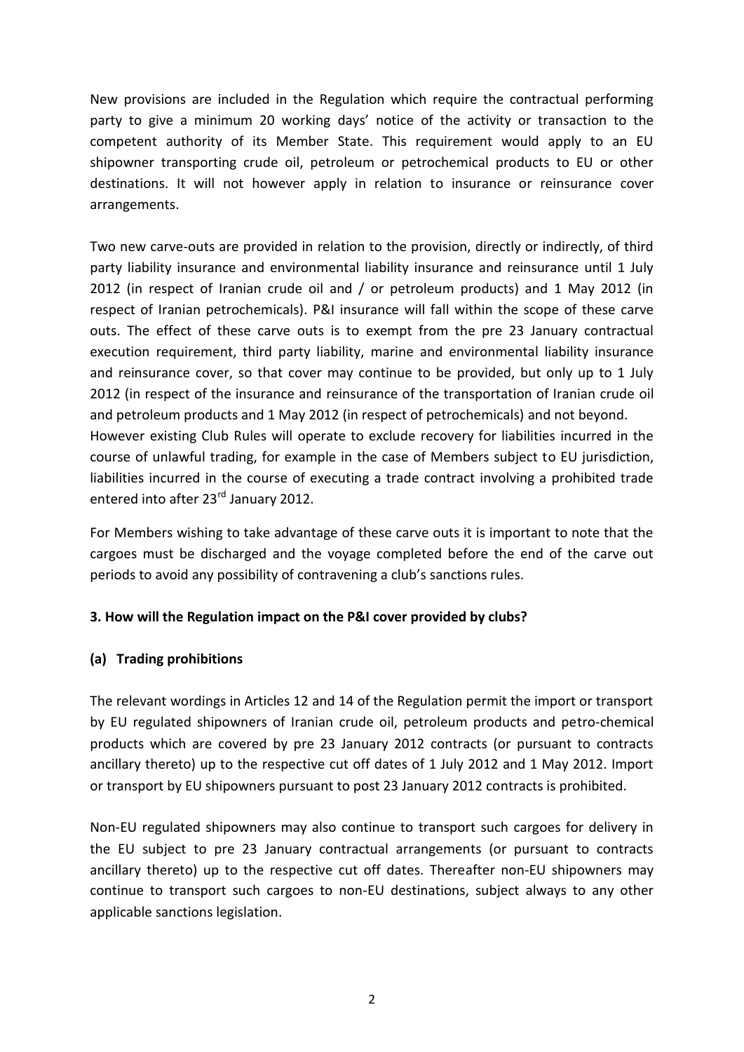New provisions are included in the Regulation which require the contractual performing party to give a minimum 20 working days' notice of the activity or transaction to the competent authority of its Member State. This requirement would apply to an EU shipowner transporting crude oil, petroleum or petrochemical products to EU or other destinations. It will not however apply in relation to insurance or reinsurance cover arrangements.

Two new carve-outs are provided in relation to the provision, directly or indirectly, of third party liability insurance and environmental liability insurance and reinsurance until 1 July 2012 (in respect of Iranian crude oil and / or petroleum products) and 1 May 2012 (in respect of Iranian petrochemicals). P&I insurance will fall within the scope of these carve outs. The effect of these carve outs is to exempt from the pre 23 January contractual execution requirement, third party liability, marine and environmental liability insurance and reinsurance cover, so that cover may continue to be provided, but only up to 1 July 2012 (in respect of the insurance and reinsurance of the transportation of Iranian crude oil and petroleum products and 1 May 2012 (in respect of petrochemicals) and not beyond. However existing Club Rules will operate to exclude recovery for liabilities incurred in the course of unlawful trading, for example in the case of Members subject to EU jurisdiction, liabilities incurred in the course of executing a trade contract involving a prohibited trade entered into after 23rd January 2012.

For Members wishing to take advantage of these carve outs it is important to note that the cargoes must be discharged and the voyage completed before the end of the carve out periods to avoid any possibility of contravening a club's sanctions rules.

**3. How will the Regulation impact on the P&I cover provided by clubs?**

**(a) Trading prohibitions**

The relevant wordings in Articles 12 and 14 of the Regulation permit the import or transport by EU regulated shipowners of Iranian crude oil, petroleum products and petro-chemical products which are covered by pre 23 January 2012 contracts (or pursuant to contracts ancillary thereto) up to the respective cut off dates of 1 July 2012 and 1 May 2012. Import or transport by EU shipowners pursuant to post 23 January 2012 contracts is prohibited.

Non-EU regulated shipowners may also continue to transport such cargoes for delivery in the EU subject to pre 23 January contractual arrangements (or pursuant to contracts ancillary thereto) up to the respective cut off dates. Thereafter non-EU shipowners may continue to transport such cargoes to non-EU destinations, subject always to any other applicable sanctions legislation.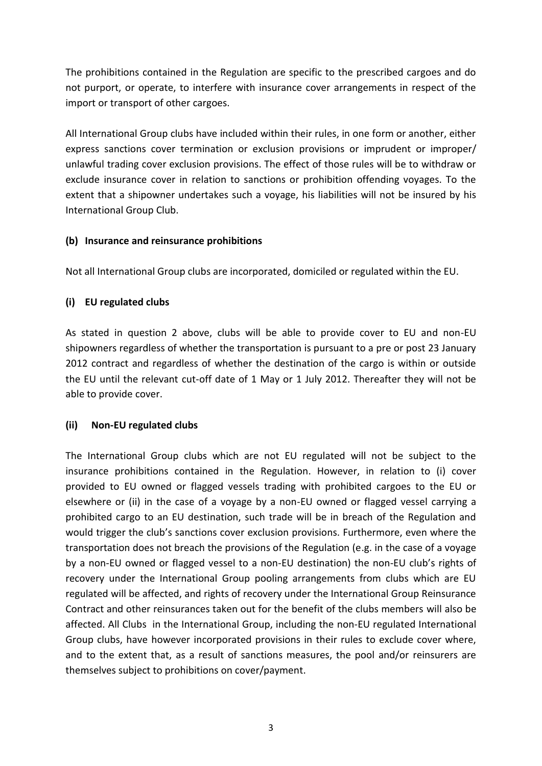The prohibitions contained in the Regulation are specific to the prescribed cargoes and do not purport, or operate, to interfere with insurance cover arrangements in respect of the import or transport of other cargoes.

All International Group clubs have included within their rules, in one form or another, either express sanctions cover termination or exclusion provisions or imprudent or improper/ unlawful trading cover exclusion provisions. The effect of those rules will be to withdraw or exclude insurance cover in relation to sanctions or prohibition offending voyages. To the extent that a shipowner undertakes such a voyage, his liabilities will not be insured by his International Group Club.

**(b) Insurance and reinsurance prohibitions**

Not all International Group clubs are incorporated, domiciled or regulated within the EU.

**(i) EU regulated clubs**

As stated in question 2 above, clubs will be able to provide cover to EU and non-EU shipowners regardless of whether the transportation is pursuant to a pre or post 23 January 2012 contract and regardless of whether the destination of the cargo is within or outside the EU until the relevant cut-off date of 1 May or 1 July 2012. Thereafter they will not be able to provide cover.

**(ii) Non-EU regulated clubs**

The International Group clubs which are not EU regulated will not be subject to the insurance prohibitions contained in the Regulation. However, in relation to (i) cover provided to EU owned or flagged vessels trading with prohibited cargoes to the EU or elsewhere or (ii) in the case of a voyage by a non-EU owned or flagged vessel carrying a prohibited cargo to an EU destination, such trade will be in breach of the Regulation and would trigger the club's sanctions cover exclusion provisions. Furthermore, even where the transportation does not breach the provisions of the Regulation (e.g. in the case of a voyage by a non-EU owned or flagged vessel to a non-EU destination) the non-EU club's rights of recovery under the International Group pooling arrangements from clubs which are EU regulated will be affected, and rights of recovery under the International Group Reinsurance Contract and other reinsurances taken out for the benefit of the clubs members will also be affected. All Clubs in the International Group, including the non-EU regulated International Group clubs, have however incorporated provisions in their rules to exclude cover where, and to the extent that, as a result of sanctions measures, the pool and/or reinsurers are themselves subject to prohibitions on cover/payment.